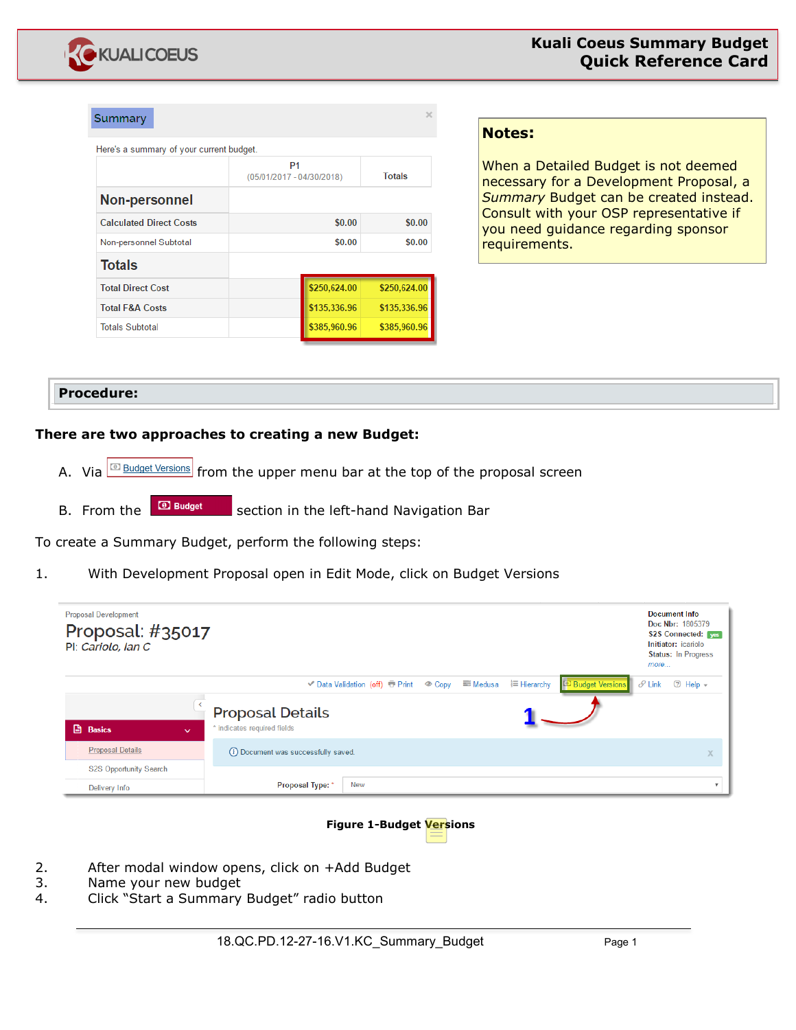# Kuali Coeus Summary Budget Quick Reference Card

| Summary | P1 (05/01/2017 - 04/30/2018) | Totals |
|---|---|---|
| **Non-personnel** | | |
| Calculated Direct Costs | $0.00 | $0.00 |
| Non-personnel Subtotal | $0.00 | $0.00 |
| **Totals** | | |
| Total Direct Cost | $250,624.00 | $250,624.00 |
| Total F&A Costs | $135,336.96 | $135,336.96 |
| Totals Subtotal | $385,960.96 | $385,960.96 |

**Notes:**

When a Detailed Budget is not deemed necessary for a Development Proposal, a *Summary* Budget can be created instead. Consult with your OSP representative if you need guidance regarding sponsor requirements.

## Procedure:

**There are two approaches to creating a new Budget:**

A. Via Budget Versions from the upper menu bar at the top of the proposal screen

B. From the Budget section in the left-hand Navigation Bar

To create a Summary Budget, perform the following steps:

1. With Development Proposal open in Edit Mode, click on Budget Versions

**Figure 1-Budget Versions**

2. After modal window opens, click on +Add Budget
3. Name your new budget
4. Click "Start a Summary Budget" radio button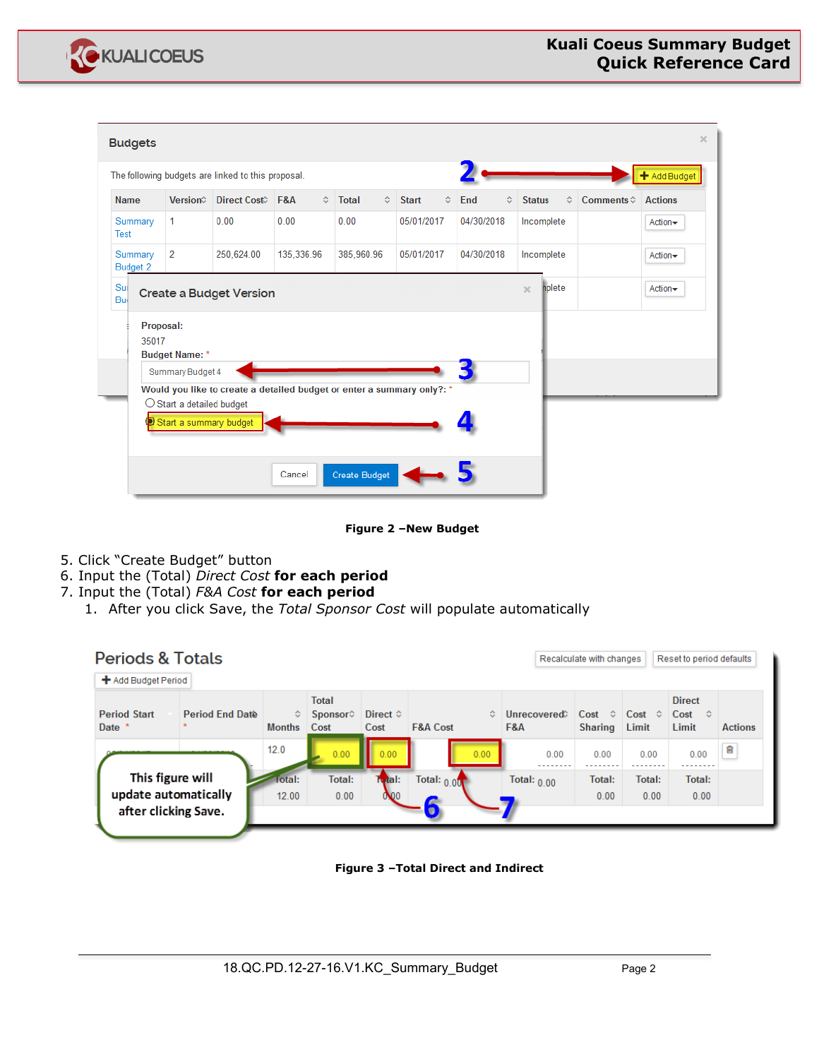**Figure 2 –New Budget**

5. Click “Create Budget” button
6. Input the (Total) *Direct Cost* **for each period**
7. Input the (Total) *F&A Cost* **for each period**
    1. After you click Save, the *Total Sponsor Cost* will populate automatically

**Figure 3 –Total Direct and Indirect**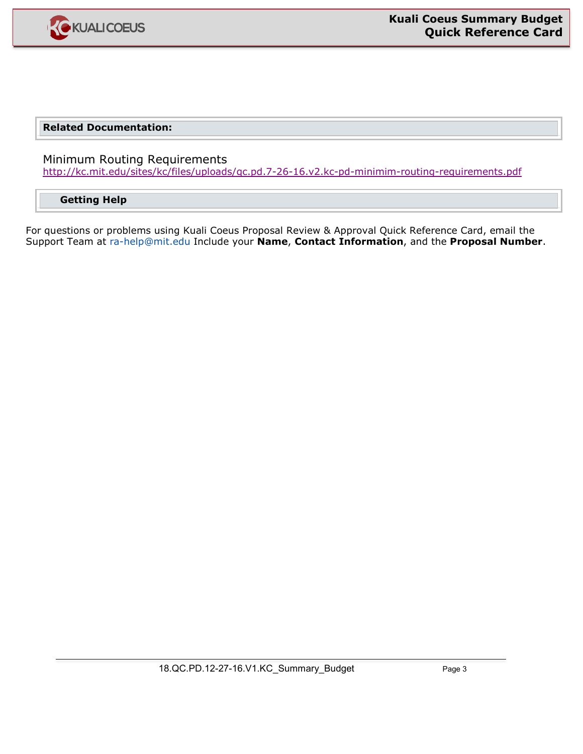**Related Documentation:**

Minimum Routing Requirements

http://kc.mit.edu/sites/kc/files/uploads/qc.pd.7-26-16.v2.kc-pd-minimim-routing-requirements.pdf

**Getting Help**

For questions or problems using Kuali Coeus Proposal Review & Approval Quick Reference Card, email the Support Team at ra-help@mit.edu Include your **Name**, **Contact Information**, and the **Proposal Number**.